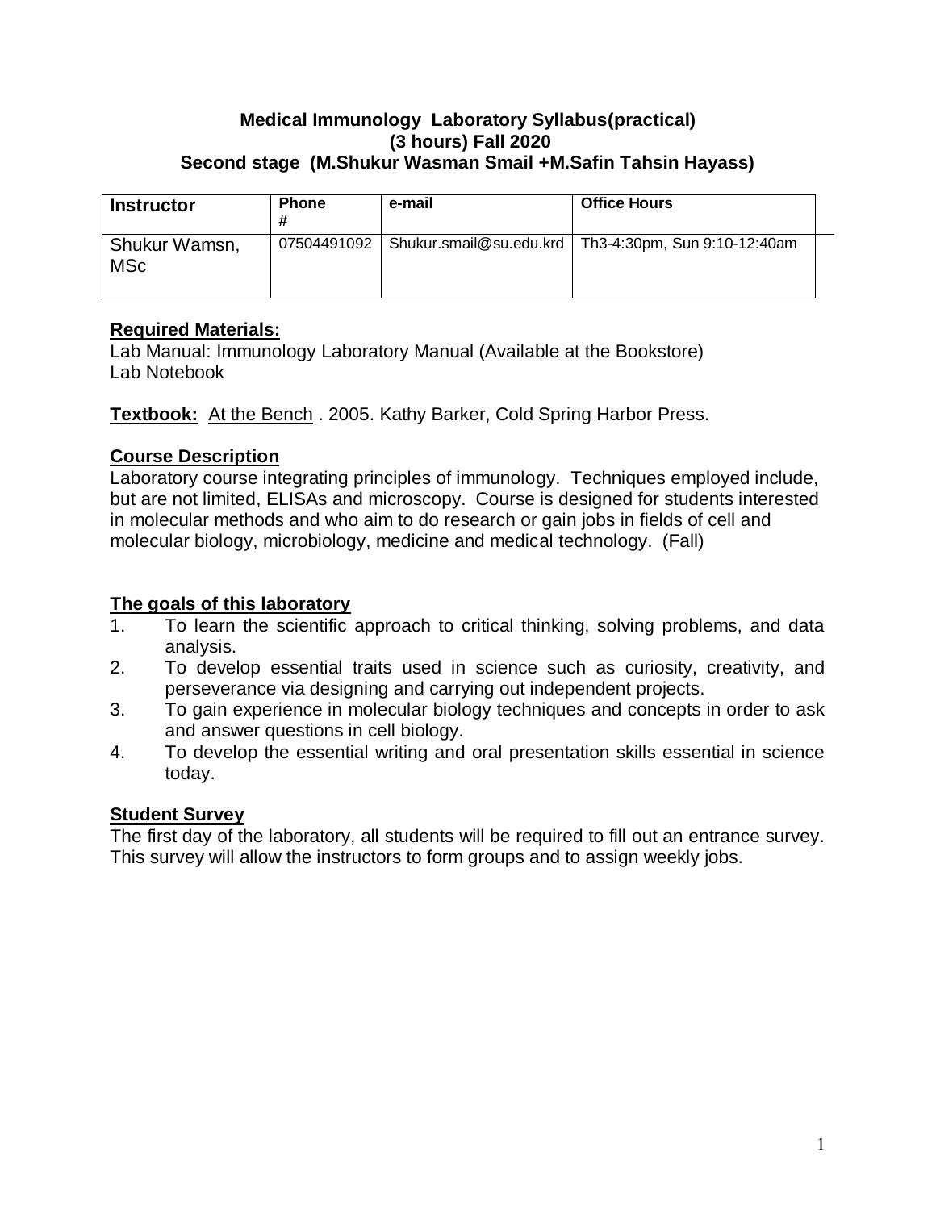# Medical Immunology Laboratory Syllabus(practical)
## (3 hours) Fall 2020
## Second stage (M.Shukur Wasman Smail +M.Safin Tahsin Hayass)

| Instructor | Phone # | e-mail | Office Hours |
|---|---|---|---|
| Shukur Wamsn, MSc | 07504491092 | Shukur.smail@su.edu.krd | Th3-4:30pm, Sun 9:10-12:40am |

**Required Materials:**

Lab Manual: Immunology Laboratory Manual (Available at the Bookstore)
Lab Notebook

**Textbook:** At the Bench . 2005. Kathy Barker, Cold Spring Harbor Press.

**Course Description**

Laboratory course integrating principles of immunology. Techniques employed include, but are not limited, ELISAs and microscopy. Course is designed for students interested in molecular methods and who aim to do research or gain jobs in fields of cell and molecular biology, microbiology, medicine and medical technology. (Fall)

**The goals of this laboratory**

1. To learn the scientific approach to critical thinking, solving problems, and data analysis.
2. To develop essential traits used in science such as curiosity, creativity, and perseverance via designing and carrying out independent projects.
3. To gain experience in molecular biology techniques and concepts in order to ask and answer questions in cell biology.
4. To develop the essential writing and oral presentation skills essential in science today.

**Student Survey**

The first day of the laboratory, all students will be required to fill out an entrance survey. This survey will allow the instructors to form groups and to assign weekly jobs.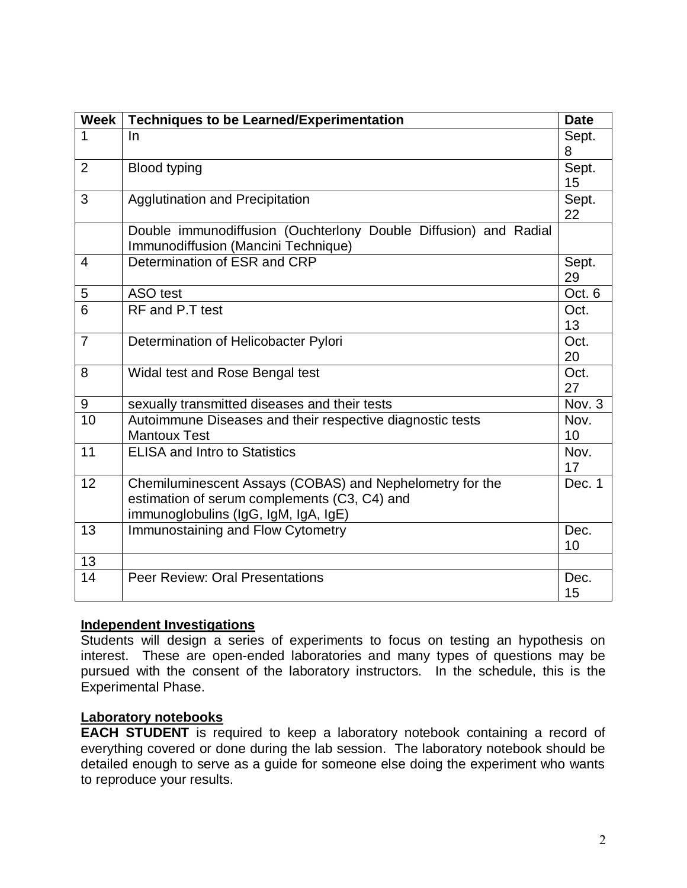| Week | Techniques to be Learned/Experimentation | Date |
|---|---|---|
| 1 | In | Sept. 8 |
| 2 | Blood typing | Sept. 15 |
| 3 | Agglutination and Precipitation | Sept. 22 |
| | Double immunodiffusion (Ouchterlony Double Diffusion) and Radial Immunodiffusion (Mancini Technique) | |
| 4 | Determination of ESR and CRP | Sept. 29 |
| 5 | ASO test | Oct. 6 |
| 6 | RF and P.T test | Oct. 13 |
| 7 | Determination of Helicobacter Pylori | Oct. 20 |
| 8 | Widal test and Rose Bengal test | Oct. 27 |
| 9 | sexually transmitted diseases and their tests | Nov. 3 |
| 10 | Autoimmune Diseases and their respective diagnostic tests Mantoux Test | Nov. 10 |
| 11 | ELISA and Intro to Statistics | Nov. 17 |
| 12 | Chemiluminescent Assays (COBAS) and Nephelometry for the estimation of serum complements (C3, C4) and immunoglobulins (IgG, IgM, IgA, IgE) | Dec. 1 |
| 13 | Immunostaining and Flow Cytometry | Dec. 10 |
| 13 | | |
| 14 | Peer Review: Oral Presentations | Dec. 15 |

**Independent Investigations**

Students will design a series of experiments to focus on testing an hypothesis on interest. These are open-ended laboratories and many types of questions may be pursued with the consent of the laboratory instructors. In the schedule, this is the Experimental Phase.

**Laboratory notebooks**

**EACH STUDENT** is required to keep a laboratory notebook containing a record of everything covered or done during the lab session. The laboratory notebook should be detailed enough to serve as a guide for someone else doing the experiment who wants to reproduce your results.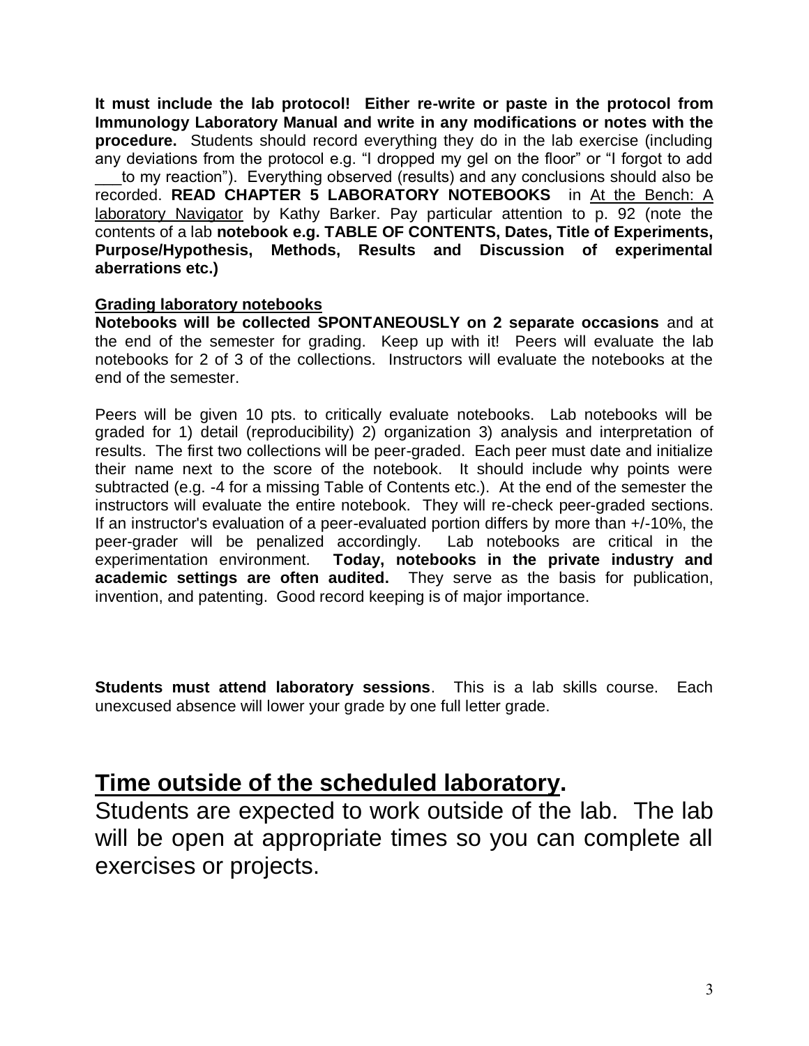**It must include the lab protocol! Either re-write or paste in the protocol from Immunology Laboratory Manual and write in any modifications or notes with the procedure.** Students should record everything they do in the lab exercise (including any deviations from the protocol e.g. "I dropped my gel on the floor" or "I forgot to add ___to my reaction"). Everything observed (results) and any conclusions should also be recorded. **READ CHAPTER 5 LABORATORY NOTEBOOKS** in <u>At the Bench: A laboratory Navigator</u> by Kathy Barker. Pay particular attention to p. 92 (note the contents of a lab **notebook e.g. TABLE OF CONTENTS, Dates, Title of Experiments, Purpose/Hypothesis, Methods, Results and Discussion of experimental aberrations etc.)**

**<u>Grading laboratory notebooks</u>**

**Notebooks will be collected SPONTANEOUSLY on 2 separate occasions** and at the end of the semester for grading. Keep up with it! Peers will evaluate the lab notebooks for 2 of 3 of the collections. Instructors will evaluate the notebooks at the end of the semester.

Peers will be given 10 pts. to critically evaluate notebooks. Lab notebooks will be graded for 1) detail (reproducibility) 2) organization 3) analysis and interpretation of results. The first two collections will be peer-graded. Each peer must date and initialize their name next to the score of the notebook. It should include why points were subtracted (e.g. -4 for a missing Table of Contents etc.). At the end of the semester the instructors will evaluate the entire notebook. They will re-check peer-graded sections. If an instructor's evaluation of a peer-evaluated portion differs by more than +/-10%, the peer-grader will be penalized accordingly. Lab notebooks are critical in the experimentation environment. **Today, notebooks in the private industry and academic settings are often audited.** They serve as the basis for publication, invention, and patenting. Good record keeping is of major importance.

**Students must attend laboratory sessions**. This is a lab skills course. Each unexcused absence will lower your grade by one full letter grade.

## <u>Time outside of the scheduled laboratory</u>.

Students are expected to work outside of the lab. The lab will be open at appropriate times so you can complete all exercises or projects.